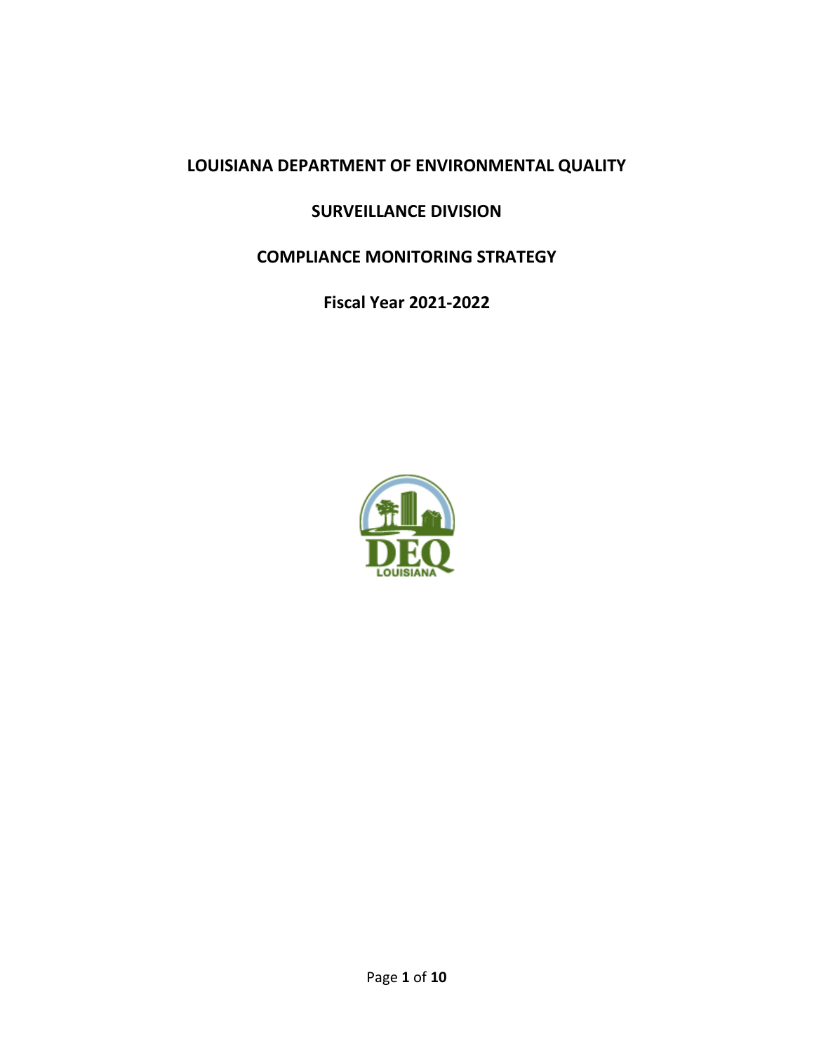# LOUISIANA DEPARTMENT OF ENVIRONMENTAL QUALITY

## SURVEILLANCE DIVISION

## COMPLIANCE MONITORING STRATEGY

### Fiscal Year 2021-2022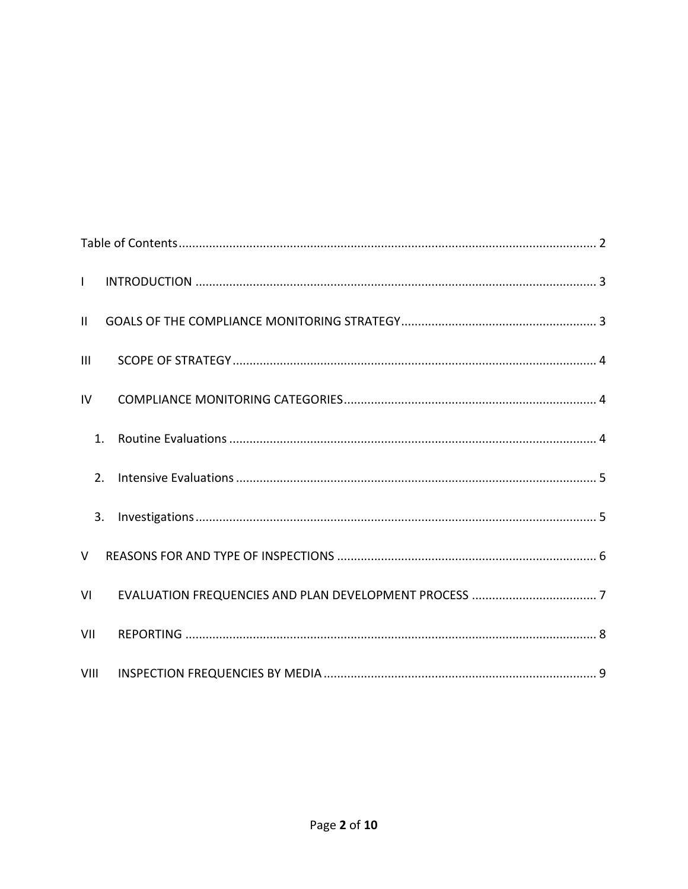Table of Contents ........................................................................................................................ 2

I INTRODUCTION ...................................................................................................................... 3

II GOALS OF THE COMPLIANCE MONITORING STRATEGY ......................................................... 3

III SCOPE OF STRATEGY ........................................................................................................... 4

IV COMPLIANCE MONITORING CATEGORIES .......................................................................... 4

1. Routine Evaluations ............................................................................................................ 4

2. Intensive Evaluations .......................................................................................................... 5

3. Investigations ..................................................................................................................... 5

V REASONS FOR AND TYPE OF INSPECTIONS ............................................................................ 6

VI EVALUATION FREQUENCIES AND PLAN DEVELOPMENT PROCESS ..................................... 7

VII REPORTING ......................................................................................................................... 8

VIII INSPECTION FREQUENCIES BY MEDIA ................................................................................ 9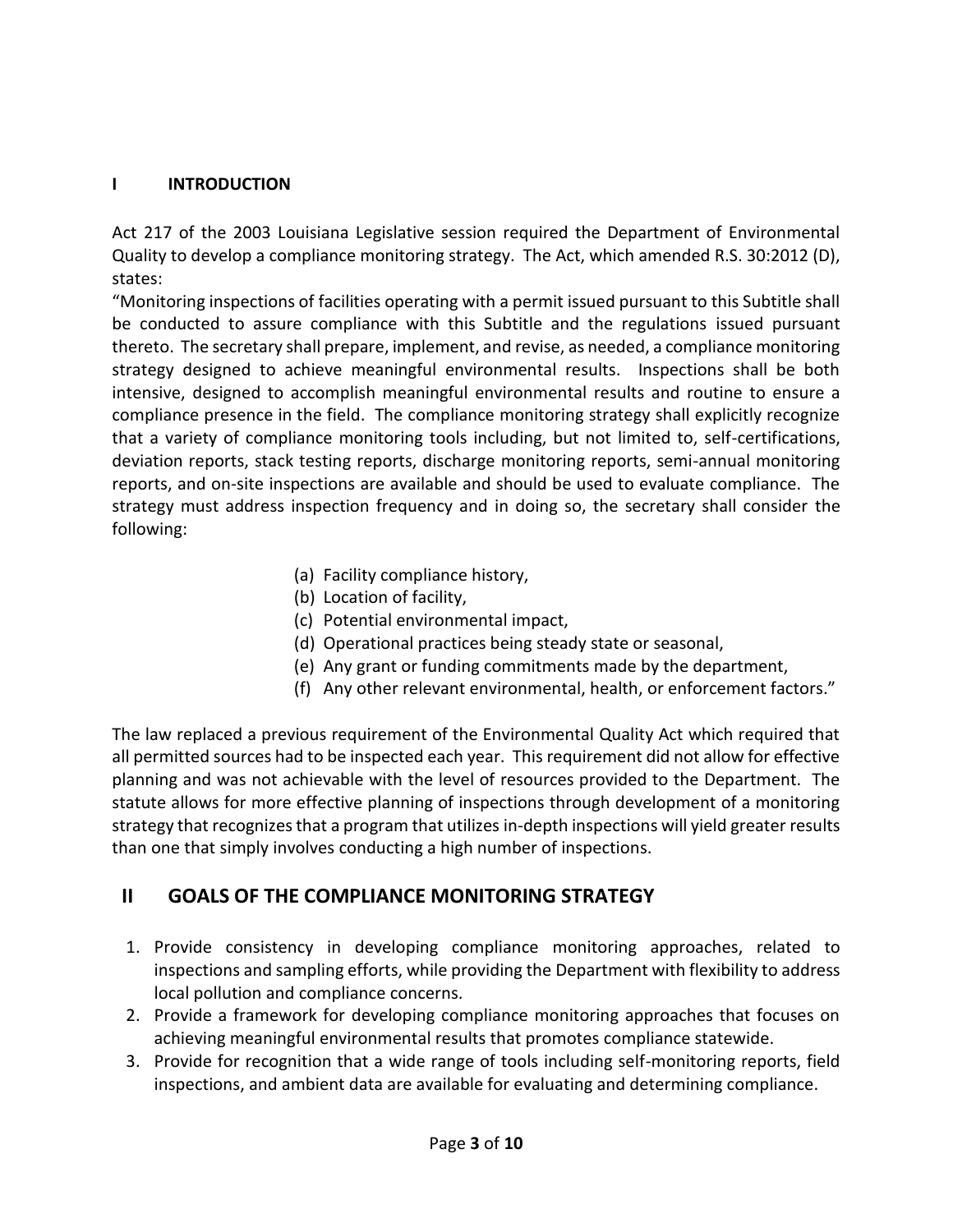## I INTRODUCTION

Act 217 of the 2003 Louisiana Legislative session required the Department of Environmental Quality to develop a compliance monitoring strategy. The Act, which amended R.S. 30:2012 (D), states:

"Monitoring inspections of facilities operating with a permit issued pursuant to this Subtitle shall be conducted to assure compliance with this Subtitle and the regulations issued pursuant thereto. The secretary shall prepare, implement, and revise, as needed, a compliance monitoring strategy designed to achieve meaningful environmental results. Inspections shall be both intensive, designed to accomplish meaningful environmental results and routine to ensure a compliance presence in the field. The compliance monitoring strategy shall explicitly recognize that a variety of compliance monitoring tools including, but not limited to, self-certifications, deviation reports, stack testing reports, discharge monitoring reports, semi-annual monitoring reports, and on-site inspections are available and should be used to evaluate compliance. The strategy must address inspection frequency and in doing so, the secretary shall consider the following:

(a) Facility compliance history,
(b) Location of facility,
(c) Potential environmental impact,
(d) Operational practices being steady state or seasonal,
(e) Any grant or funding commitments made by the department,
(f) Any other relevant environmental, health, or enforcement factors."

The law replaced a previous requirement of the Environmental Quality Act which required that all permitted sources had to be inspected each year. This requirement did not allow for effective planning and was not achievable with the level of resources provided to the Department. The statute allows for more effective planning of inspections through development of a monitoring strategy that recognizes that a program that utilizes in-depth inspections will yield greater results than one that simply involves conducting a high number of inspections.

## II GOALS OF THE COMPLIANCE MONITORING STRATEGY

1. Provide consistency in developing compliance monitoring approaches, related to inspections and sampling efforts, while providing the Department with flexibility to address local pollution and compliance concerns.
2. Provide a framework for developing compliance monitoring approaches that focuses on achieving meaningful environmental results that promotes compliance statewide.
3. Provide for recognition that a wide range of tools including self-monitoring reports, field inspections, and ambient data are available for evaluating and determining compliance.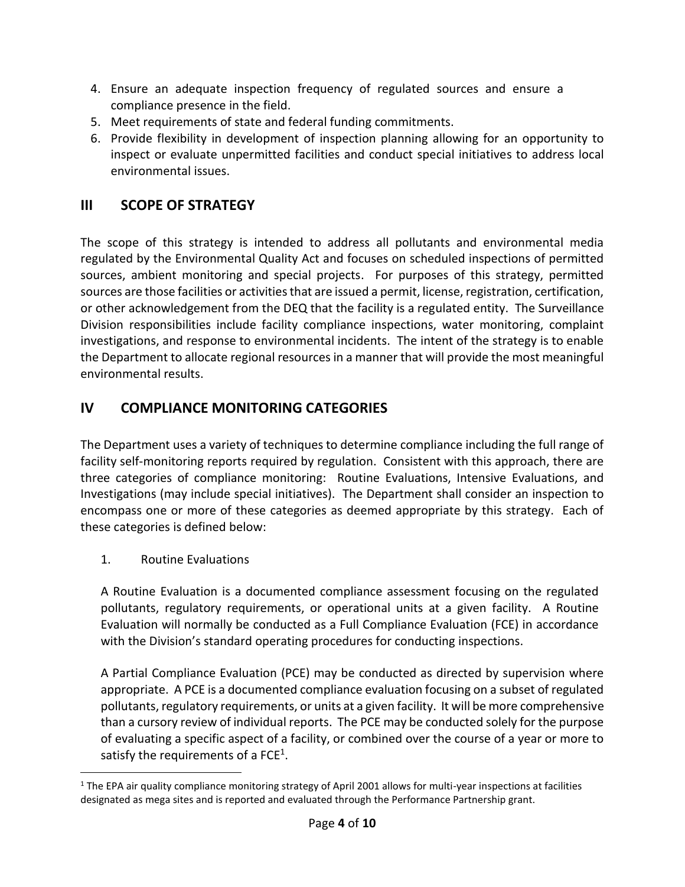4. Ensure an adequate inspection frequency of regulated sources and ensure a compliance presence in the field.
5. Meet requirements of state and federal funding commitments.
6. Provide flexibility in development of inspection planning allowing for an opportunity to inspect or evaluate unpermitted facilities and conduct special initiatives to address local environmental issues.

## III SCOPE OF STRATEGY

The scope of this strategy is intended to address all pollutants and environmental media regulated by the Environmental Quality Act and focuses on scheduled inspections of permitted sources, ambient monitoring and special projects. For purposes of this strategy, permitted sources are those facilities or activities that are issued a permit, license, registration, certification, or other acknowledgement from the DEQ that the facility is a regulated entity. The Surveillance Division responsibilities include facility compliance inspections, water monitoring, complaint investigations, and response to environmental incidents. The intent of the strategy is to enable the Department to allocate regional resources in a manner that will provide the most meaningful environmental results.

## IV COMPLIANCE MONITORING CATEGORIES

The Department uses a variety of techniques to determine compliance including the full range of facility self-monitoring reports required by regulation. Consistent with this approach, there are three categories of compliance monitoring: Routine Evaluations, Intensive Evaluations, and Investigations (may include special initiatives). The Department shall consider an inspection to encompass one or more of these categories as deemed appropriate by this strategy. Each of these categories is defined below:

1. Routine Evaluations

A Routine Evaluation is a documented compliance assessment focusing on the regulated pollutants, regulatory requirements, or operational units at a given facility. A Routine Evaluation will normally be conducted as a Full Compliance Evaluation (FCE) in accordance with the Division's standard operating procedures for conducting inspections.

A Partial Compliance Evaluation (PCE) may be conducted as directed by supervision where appropriate. A PCE is a documented compliance evaluation focusing on a subset of regulated pollutants, regulatory requirements, or units at a given facility. It will be more comprehensive than a cursory review of individual reports. The PCE may be conducted solely for the purpose of evaluating a specific aspect of a facility, or combined over the course of a year or more to satisfy the requirements of a FCE[1].

[1] The EPA air quality compliance monitoring strategy of April 2001 allows for multi-year inspections at facilities designated as mega sites and is reported and evaluated through the Performance Partnership grant.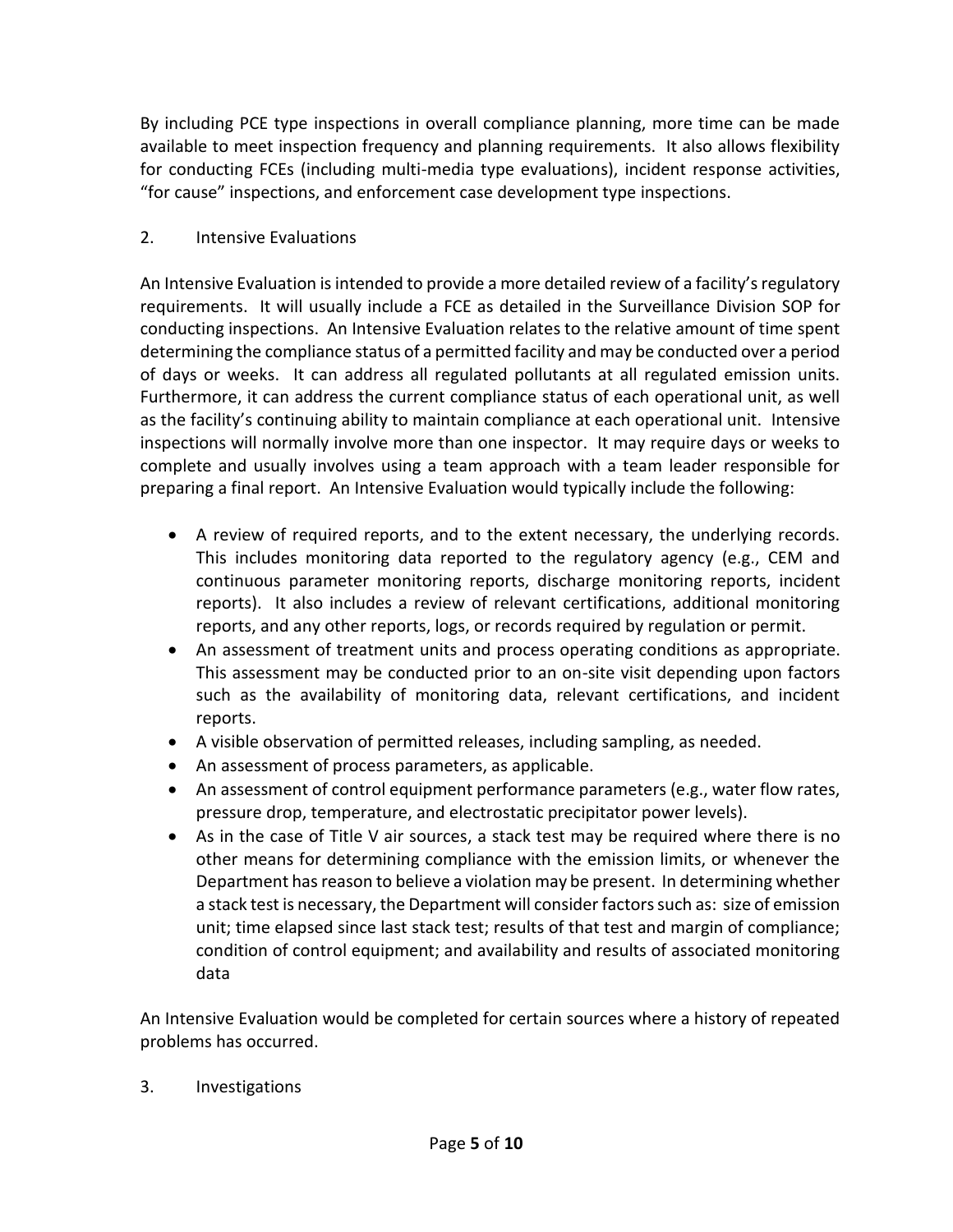By including PCE type inspections in overall compliance planning, more time can be made available to meet inspection frequency and planning requirements. It also allows flexibility for conducting FCEs (including multi-media type evaluations), incident response activities, "for cause" inspections, and enforcement case development type inspections.

2. Intensive Evaluations

An Intensive Evaluation is intended to provide a more detailed review of a facility's regulatory requirements. It will usually include a FCE as detailed in the Surveillance Division SOP for conducting inspections. An Intensive Evaluation relates to the relative amount of time spent determining the compliance status of a permitted facility and may be conducted over a period of days or weeks. It can address all regulated pollutants at all regulated emission units. Furthermore, it can address the current compliance status of each operational unit, as well as the facility's continuing ability to maintain compliance at each operational unit. Intensive inspections will normally involve more than one inspector. It may require days or weeks to complete and usually involves using a team approach with a team leader responsible for preparing a final report. An Intensive Evaluation would typically include the following:

- A review of required reports, and to the extent necessary, the underlying records. This includes monitoring data reported to the regulatory agency (e.g., CEM and continuous parameter monitoring reports, discharge monitoring reports, incident reports). It also includes a review of relevant certifications, additional monitoring reports, and any other reports, logs, or records required by regulation or permit.
- An assessment of treatment units and process operating conditions as appropriate. This assessment may be conducted prior to an on-site visit depending upon factors such as the availability of monitoring data, relevant certifications, and incident reports.
- A visible observation of permitted releases, including sampling, as needed.
- An assessment of process parameters, as applicable.
- An assessment of control equipment performance parameters (e.g., water flow rates, pressure drop, temperature, and electrostatic precipitator power levels).
- As in the case of Title V air sources, a stack test may be required where there is no other means for determining compliance with the emission limits, or whenever the Department has reason to believe a violation may be present. In determining whether a stack test is necessary, the Department will consider factors such as: size of emission unit; time elapsed since last stack test; results of that test and margin of compliance; condition of control equipment; and availability and results of associated monitoring data

An Intensive Evaluation would be completed for certain sources where a history of repeated problems has occurred.

3. Investigations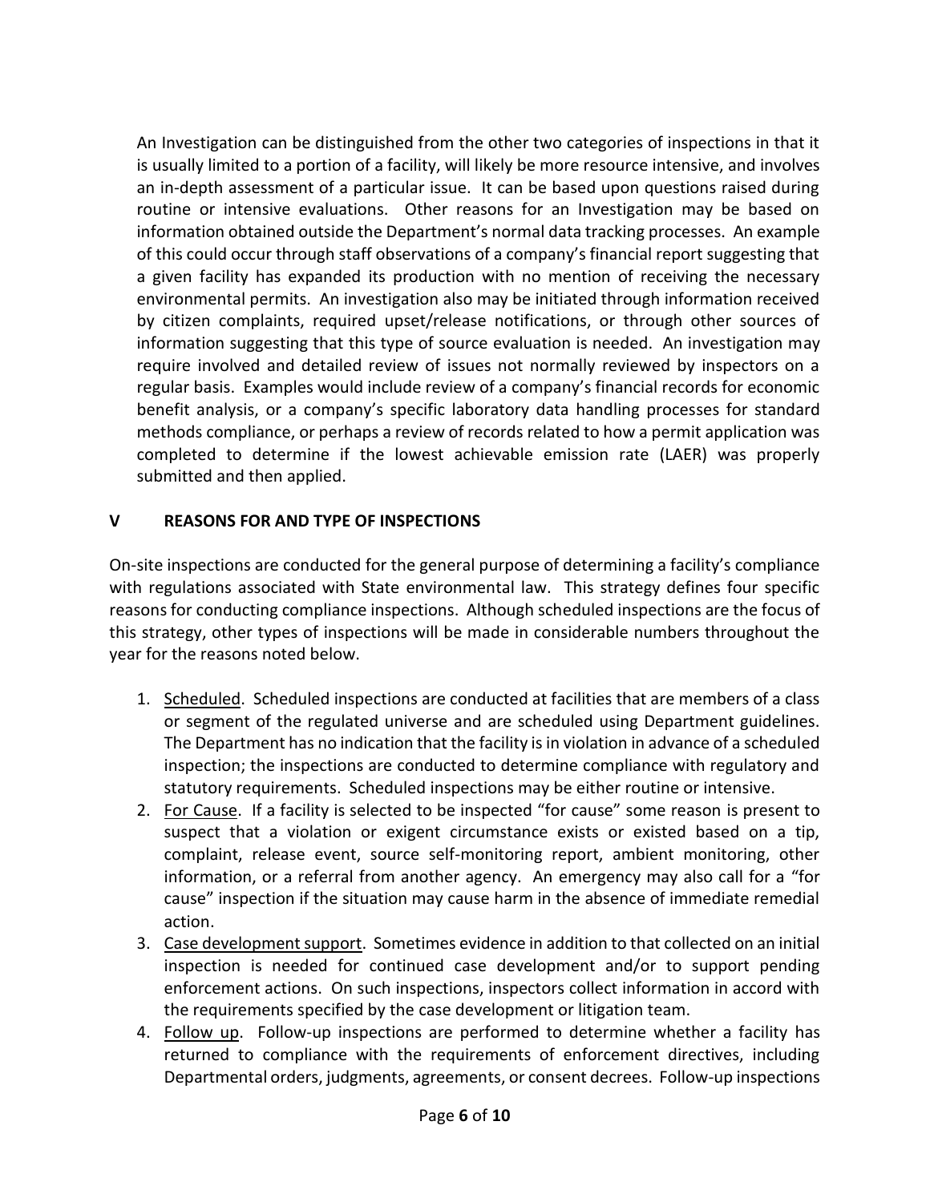An Investigation can be distinguished from the other two categories of inspections in that it is usually limited to a portion of a facility, will likely be more resource intensive, and involves an in-depth assessment of a particular issue. It can be based upon questions raised during routine or intensive evaluations. Other reasons for an Investigation may be based on information obtained outside the Department's normal data tracking processes. An example of this could occur through staff observations of a company's financial report suggesting that a given facility has expanded its production with no mention of receiving the necessary environmental permits. An investigation also may be initiated through information received by citizen complaints, required upset/release notifications, or through other sources of information suggesting that this type of source evaluation is needed. An investigation may require involved and detailed review of issues not normally reviewed by inspectors on a regular basis. Examples would include review of a company's financial records for economic benefit analysis, or a company's specific laboratory data handling processes for standard methods compliance, or perhaps a review of records related to how a permit application was completed to determine if the lowest achievable emission rate (LAER) was properly submitted and then applied.

## V REASONS FOR AND TYPE OF INSPECTIONS

On-site inspections are conducted for the general purpose of determining a facility's compliance with regulations associated with State environmental law. This strategy defines four specific reasons for conducting compliance inspections. Although scheduled inspections are the focus of this strategy, other types of inspections will be made in considerable numbers throughout the year for the reasons noted below.

1. <u>Scheduled</u>. Scheduled inspections are conducted at facilities that are members of a class or segment of the regulated universe and are scheduled using Department guidelines. The Department has no indication that the facility is in violation in advance of a scheduled inspection; the inspections are conducted to determine compliance with regulatory and statutory requirements. Scheduled inspections may be either routine or intensive.
2. <u>For Cause</u>. If a facility is selected to be inspected "for cause" some reason is present to suspect that a violation or exigent circumstance exists or existed based on a tip, complaint, release event, source self-monitoring report, ambient monitoring, other information, or a referral from another agency. An emergency may also call for a "for cause" inspection if the situation may cause harm in the absence of immediate remedial action.
3. <u>Case development support</u>. Sometimes evidence in addition to that collected on an initial inspection is needed for continued case development and/or to support pending enforcement actions. On such inspections, inspectors collect information in accord with the requirements specified by the case development or litigation team.
4. <u>Follow up</u>. Follow-up inspections are performed to determine whether a facility has returned to compliance with the requirements of enforcement directives, including Departmental orders, judgments, agreements, or consent decrees. Follow-up inspections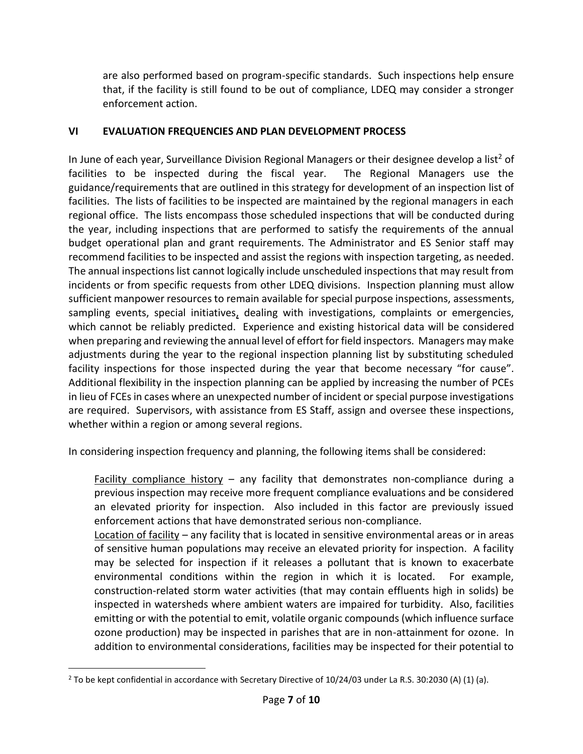are also performed based on program-specific standards. Such inspections help ensure that, if the facility is still found to be out of compliance, LDEQ may consider a stronger enforcement action.

## VI EVALUATION FREQUENCIES AND PLAN DEVELOPMENT PROCESS

In June of each year, Surveillance Division Regional Managers or their designee develop a list[2] of facilities to be inspected during the fiscal year. The Regional Managers use the guidance/requirements that are outlined in this strategy for development of an inspection list of facilities. The lists of facilities to be inspected are maintained by the regional managers in each regional office. The lists encompass those scheduled inspections that will be conducted during the year, including inspections that are performed to satisfy the requirements of the annual budget operational plan and grant requirements. The Administrator and ES Senior staff may recommend facilities to be inspected and assist the regions with inspection targeting, as needed. The annual inspections list cannot logically include unscheduled inspections that may result from incidents or from specific requests from other LDEQ divisions. Inspection planning must allow sufficient manpower resources to remain available for special purpose inspections, assessments, sampling events, special initiatives, dealing with investigations, complaints or emergencies, which cannot be reliably predicted. Experience and existing historical data will be considered when preparing and reviewing the annual level of effort for field inspectors. Managers may make adjustments during the year to the regional inspection planning list by substituting scheduled facility inspections for those inspected during the year that become necessary "for cause". Additional flexibility in the inspection planning can be applied by increasing the number of PCEs in lieu of FCEs in cases where an unexpected number of incident or special purpose investigations are required. Supervisors, with assistance from ES Staff, assign and oversee these inspections, whether within a region or among several regions.

In considering inspection frequency and planning, the following items shall be considered:

Facility compliance history – any facility that demonstrates non-compliance during a previous inspection may receive more frequent compliance evaluations and be considered an elevated priority for inspection. Also included in this factor are previously issued enforcement actions that have demonstrated serious non-compliance.

Location of facility – any facility that is located in sensitive environmental areas or in areas of sensitive human populations may receive an elevated priority for inspection. A facility may be selected for inspection if it releases a pollutant that is known to exacerbate environmental conditions within the region in which it is located. For example, construction-related storm water activities (that may contain effluents high in solids) be inspected in watersheds where ambient waters are impaired for turbidity. Also, facilities emitting or with the potential to emit, volatile organic compounds (which influence surface ozone production) may be inspected in parishes that are in non-attainment for ozone. In addition to environmental considerations, facilities may be inspected for their potential to

[2] To be kept confidential in accordance with Secretary Directive of 10/24/03 under La R.S. 30:2030 (A) (1) (a).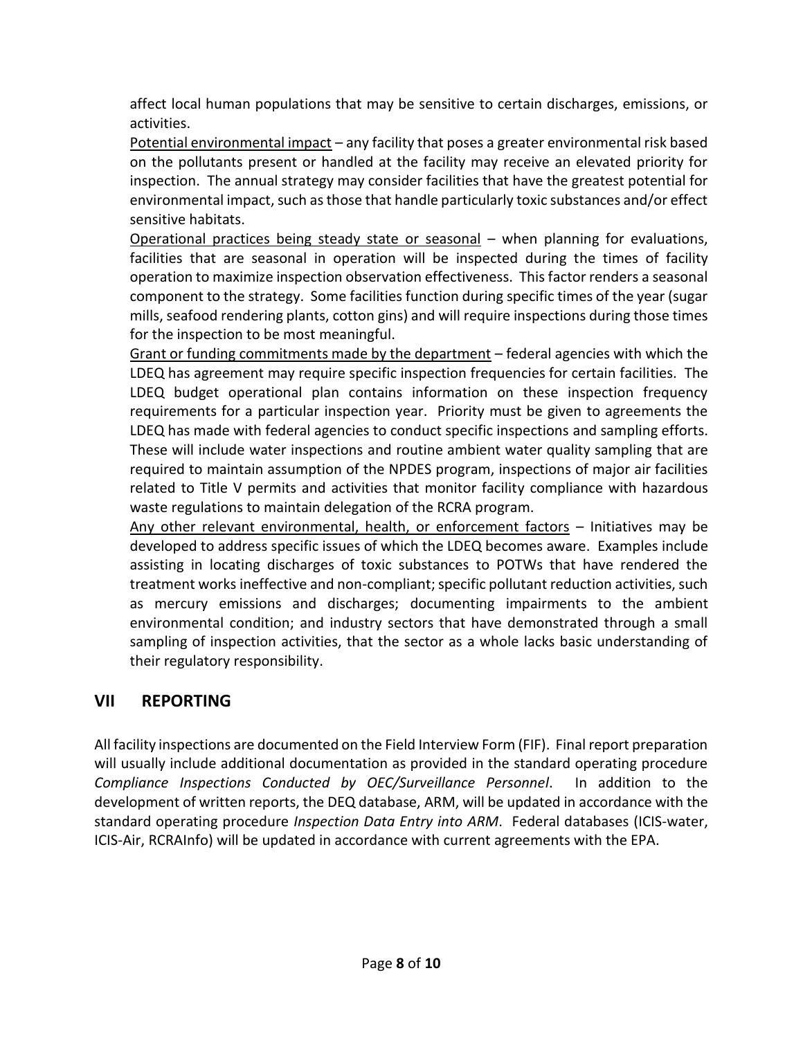affect local human populations that may be sensitive to certain discharges, emissions, or activities.

Potential environmental impact – any facility that poses a greater environmental risk based on the pollutants present or handled at the facility may receive an elevated priority for inspection. The annual strategy may consider facilities that have the greatest potential for environmental impact, such as those that handle particularly toxic substances and/or effect sensitive habitats.

Operational practices being steady state or seasonal – when planning for evaluations, facilities that are seasonal in operation will be inspected during the times of facility operation to maximize inspection observation effectiveness. This factor renders a seasonal component to the strategy. Some facilities function during specific times of the year (sugar mills, seafood rendering plants, cotton gins) and will require inspections during those times for the inspection to be most meaningful.

Grant or funding commitments made by the department – federal agencies with which the LDEQ has agreement may require specific inspection frequencies for certain facilities. The LDEQ budget operational plan contains information on these inspection frequency requirements for a particular inspection year. Priority must be given to agreements the LDEQ has made with federal agencies to conduct specific inspections and sampling efforts. These will include water inspections and routine ambient water quality sampling that are required to maintain assumption of the NPDES program, inspections of major air facilities related to Title V permits and activities that monitor facility compliance with hazardous waste regulations to maintain delegation of the RCRA program.

Any other relevant environmental, health, or enforcement factors – Initiatives may be developed to address specific issues of which the LDEQ becomes aware. Examples include assisting in locating discharges of toxic substances to POTWs that have rendered the treatment works ineffective and non-compliant; specific pollutant reduction activities, such as mercury emissions and discharges; documenting impairments to the ambient environmental condition; and industry sectors that have demonstrated through a small sampling of inspection activities, that the sector as a whole lacks basic understanding of their regulatory responsibility.

## VII REPORTING

All facility inspections are documented on the Field Interview Form (FIF). Final report preparation will usually include additional documentation as provided in the standard operating procedure *Compliance Inspections Conducted by OEC/Surveillance Personnel*. In addition to the development of written reports, the DEQ database, ARM, will be updated in accordance with the standard operating procedure *Inspection Data Entry into ARM*. Federal databases (ICIS-water, ICIS-Air, RCRAInfo) will be updated in accordance with current agreements with the EPA.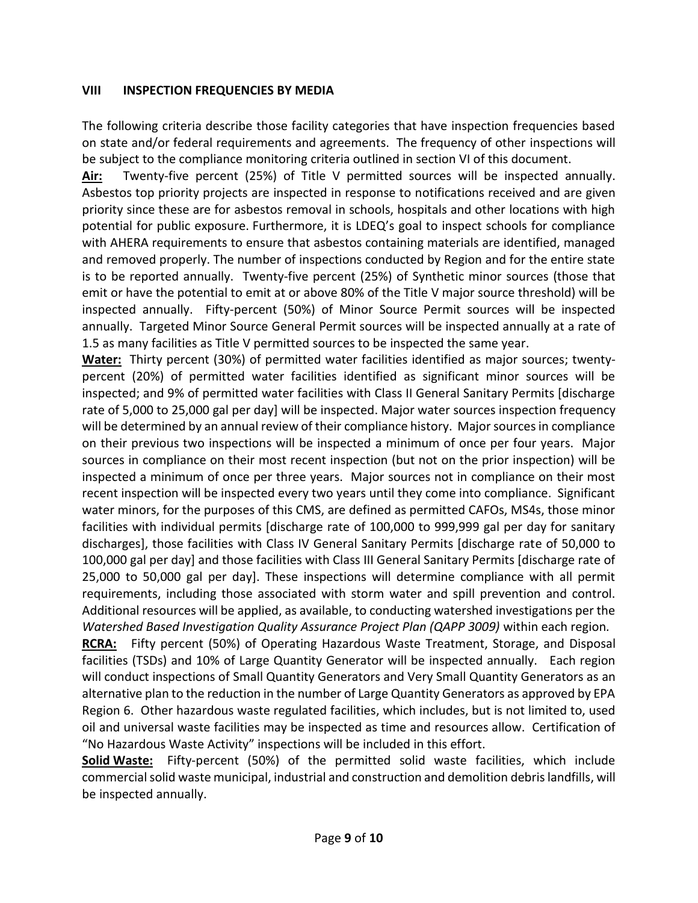## VIII INSPECTION FREQUENCIES BY MEDIA

The following criteria describe those facility categories that have inspection frequencies based on state and/or federal requirements and agreements. The frequency of other inspections will be subject to the compliance monitoring criteria outlined in section VI of this document.

**Air:** Twenty-five percent (25%) of Title V permitted sources will be inspected annually. Asbestos top priority projects are inspected in response to notifications received and are given priority since these are for asbestos removal in schools, hospitals and other locations with high potential for public exposure. Furthermore, it is LDEQ's goal to inspect schools for compliance with AHERA requirements to ensure that asbestos containing materials are identified, managed and removed properly. The number of inspections conducted by Region and for the entire state is to be reported annually. Twenty-five percent (25%) of Synthetic minor sources (those that emit or have the potential to emit at or above 80% of the Title V major source threshold) will be inspected annually. Fifty-percent (50%) of Minor Source Permit sources will be inspected annually. Targeted Minor Source General Permit sources will be inspected annually at a rate of 1.5 as many facilities as Title V permitted sources to be inspected the same year.

**Water:** Thirty percent (30%) of permitted water facilities identified as major sources; twenty-percent (20%) of permitted water facilities identified as significant minor sources will be inspected; and 9% of permitted water facilities with Class II General Sanitary Permits [discharge rate of 5,000 to 25,000 gal per day] will be inspected. Major water sources inspection frequency will be determined by an annual review of their compliance history. Major sources in compliance on their previous two inspections will be inspected a minimum of once per four years. Major sources in compliance on their most recent inspection (but not on the prior inspection) will be inspected a minimum of once per three years. Major sources not in compliance on their most recent inspection will be inspected every two years until they come into compliance. Significant water minors, for the purposes of this CMS, are defined as permitted CAFOs, MS4s, those minor facilities with individual permits [discharge rate of 100,000 to 999,999 gal per day for sanitary discharges], those facilities with Class IV General Sanitary Permits [discharge rate of 50,000 to 100,000 gal per day] and those facilities with Class III General Sanitary Permits [discharge rate of 25,000 to 50,000 gal per day]. These inspections will determine compliance with all permit requirements, including those associated with storm water and spill prevention and control. Additional resources will be applied, as available, to conducting watershed investigations per the *Watershed Based Investigation Quality Assurance Project Plan (QAPP 3009)* within each region.

**RCRA:** Fifty percent (50%) of Operating Hazardous Waste Treatment, Storage, and Disposal facilities (TSDs) and 10% of Large Quantity Generator will be inspected annually. Each region will conduct inspections of Small Quantity Generators and Very Small Quantity Generators as an alternative plan to the reduction in the number of Large Quantity Generators as approved by EPA Region 6. Other hazardous waste regulated facilities, which includes, but is not limited to, used oil and universal waste facilities may be inspected as time and resources allow. Certification of "No Hazardous Waste Activity" inspections will be included in this effort.

**Solid Waste:** Fifty-percent (50%) of the permitted solid waste facilities, which include commercial solid waste municipal, industrial and construction and demolition debris landfills, will be inspected annually.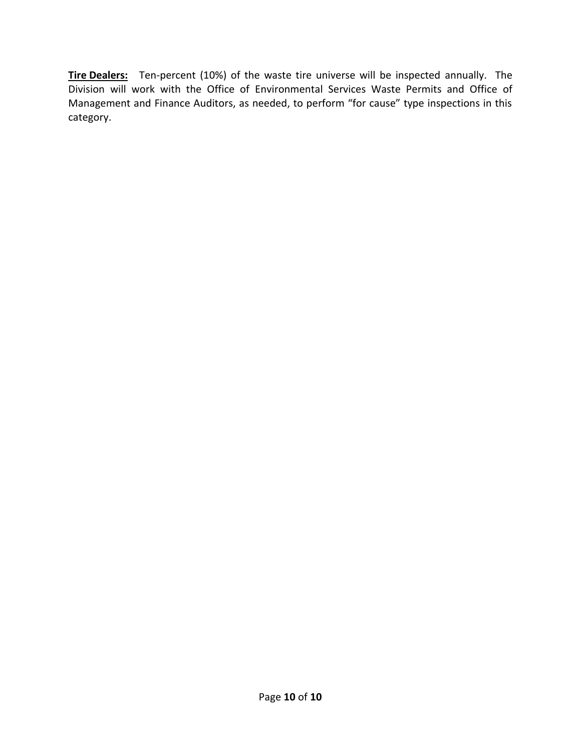**<u>Tire Dealers:</u>** Ten-percent (10%) of the waste tire universe will be inspected annually. The Division will work with the Office of Environmental Services Waste Permits and Office of Management and Finance Auditors, as needed, to perform "for cause" type inspections in this category.